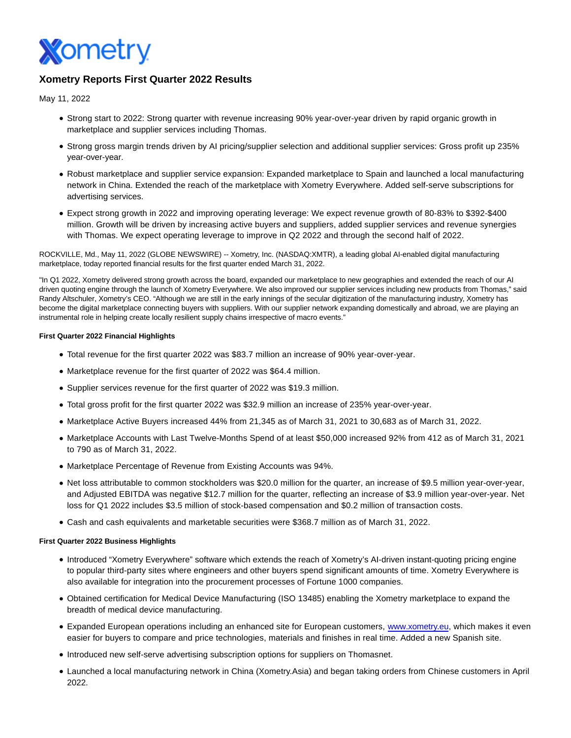# Xometry Reports First Quarter 2022 Results

May 11, 2022

- Strong start to 2022: Strong quarter with revenue increasing 90% year-over-year driven by rapid organic growth in marketplace and supplier services including Thomas.
- Strong gross margin trends driven by AI pricing/supplier selection and additional supplier services: Gross profit up 235% year-over-year.
- Robust marketplace and supplier service expansion: Expanded marketplace to Spain and launched a local manufacturing network in China. Extended the reach of the marketplace with Xometry Everywhere. Added self-serve subscriptions for advertising services.
- Expect strong growth in 2022 and improving operating leverage: We expect revenue growth of 80-83% to $392-$400 million. Growth will be driven by increasing active buyers and suppliers, added supplier services and revenue synergies with Thomas. We expect operating leverage to improve in Q2 2022 and through the second half of 2022.

ROCKVILLE, Md., May 11, 2022 (GLOBE NEWSWIRE) -- Xometry, Inc. (NASDAQ:XMTR), a leading global AI-enabled digital manufacturing marketplace, today reported financial results for the first quarter ended March 31, 2022.

"In Q1 2022, Xometry delivered strong growth across the board, expanded our marketplace to new geographies and extended the reach of our AI driven quoting engine through the launch of Xometry Everywhere. We also improved our supplier services including new products from Thomas," said Randy Altschuler, Xometry's CEO. "Although we are still in the early innings of the secular digitization of the manufacturing industry, Xometry has become the digital marketplace connecting buyers with suppliers. With our supplier network expanding domestically and abroad, we are playing an instrumental role in helping create locally resilient supply chains irrespective of macro events."

**First Quarter 2022 Financial Highlights**

- Total revenue for the first quarter 2022 was $83.7 million an increase of 90% year-over-year.
- Marketplace revenue for the first quarter of 2022 was $64.4 million.
- Supplier services revenue for the first quarter of 2022 was $19.3 million.
- Total gross profit for the first quarter 2022 was $32.9 million an increase of 235% year-over-year.
- Marketplace Active Buyers increased 44% from 21,345 as of March 31, 2021 to 30,683 as of March 31, 2022.
- Marketplace Accounts with Last Twelve-Months Spend of at least $50,000 increased 92% from 412 as of March 31, 2021 to 790 as of March 31, 2022.
- Marketplace Percentage of Revenue from Existing Accounts was 94%.
- Net loss attributable to common stockholders was $20.0 million for the quarter, an increase of $9.5 million year-over-year, and Adjusted EBITDA was negative $12.7 million for the quarter, reflecting an increase of $3.9 million year-over-year. Net loss for Q1 2022 includes $3.5 million of stock-based compensation and $0.2 million of transaction costs.
- Cash and cash equivalents and marketable securities were $368.7 million as of March 31, 2022.

**First Quarter 2022 Business Highlights**

- Introduced "Xometry Everywhere" software which extends the reach of Xometry's AI-driven instant-quoting pricing engine to popular third-party sites where engineers and other buyers spend significant amounts of time. Xometry Everywhere is also available for integration into the procurement processes of Fortune 1000 companies.
- Obtained certification for Medical Device Manufacturing (ISO 13485) enabling the Xometry marketplace to expand the breadth of medical device manufacturing.
- Expanded European operations including an enhanced site for European customers, www.xometry.eu, which makes it even easier for buyers to compare and price technologies, materials and finishes in real time. Added a new Spanish site.
- Introduced new self-serve advertising subscription options for suppliers on Thomasnet.
- Launched a local manufacturing network in China (Xometry.Asia) and began taking orders from Chinese customers in April 2022.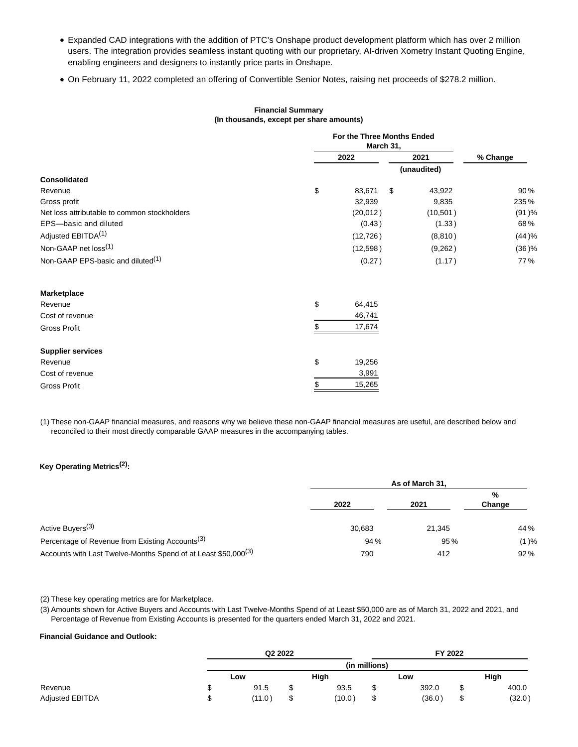- Expanded CAD integrations with the addition of PTC's Onshape product development platform which has over 2 million users. The integration provides seamless instant quoting with our proprietary, AI-driven Xometry Instant Quoting Engine, enabling engineers and designers to instantly price parts in Onshape.
- On February 11, 2022 completed an offering of Convertible Senior Notes, raising net proceeds of $278.2 million.

**Financial Summary**
**(In thousands, except per share amounts)**

| | For the Three Months Ended March 31, | | |
|---|---|---|---|
| | 2022 | 2021 | % Change |
| | | (unaudited) | |
| **Consolidated** | | | |
| Revenue | $ 83,671 | $ 43,922 | 90 % |
| Gross profit | 32,939 | 9,835 | 235 % |
| Net loss attributable to common stockholders | (20,012) | (10,501) | (91)% |
| EPS—basic and diluted | (0.43) | (1.33) | 68 % |
| Adjusted EBITDA[(1)] | (12,726) | (8,810) | (44)% |
| Non-GAAP net loss[(1)] | (12,598) | (9,262) | (36)% |
| Non-GAAP EPS-basic and diluted[(1)] | (0.27) | (1.17) | 77 % |
| | | | |
| **Marketplace** | | | |
| Revenue | $ 64,415 | | |
| Cost of revenue | 46,741 | | |
| Gross Profit | $ 17,674 | | |
| | | | |
| **Supplier services** | | | |
| Revenue | $ 19,256 | | |
| Cost of revenue | 3,991 | | |
| Gross Profit | $ 15,265 | | |

(1) These non-GAAP financial measures, and reasons why we believe these non-GAAP financial measures are useful, are described below and reconciled to their most directly comparable GAAP measures in the accompanying tables.

**Key Operating Metrics[(2)]:**

| | As of March 31, | | |
|---|---|---|---|
| | 2022 | 2021 | % Change |
| Active Buyers[(3)] | 30,683 | 21,345 | 44 % |
| Percentage of Revenue from Existing Accounts[(3)] | 94 % | 95 % | (1)% |
| Accounts with Last Twelve-Months Spend of at Least $50,000[(3)] | 790 | 412 | 92 % |

(2) These key operating metrics are for Marketplace.

(3) Amounts shown for Active Buyers and Accounts with Last Twelve-Months Spend of at Least $50,000 are as of March 31, 2022 and 2021, and Percentage of Revenue from Existing Accounts is presented for the quarters ended March 31, 2022 and 2021.

**Financial Guidance and Outlook:**

| | Q2 2022 | | FY 2022 | |
|---|---|---|---|---|
| | (in millions) | | | |
| | Low | High | Low | High |
| Revenue | $ 91.5 | $ 93.5 | $ 392.0 | $ 400.0 |
| Adjusted EBITDA | $ (11.0) | $ (10.0) | $ (36.0) | $ (32.0) |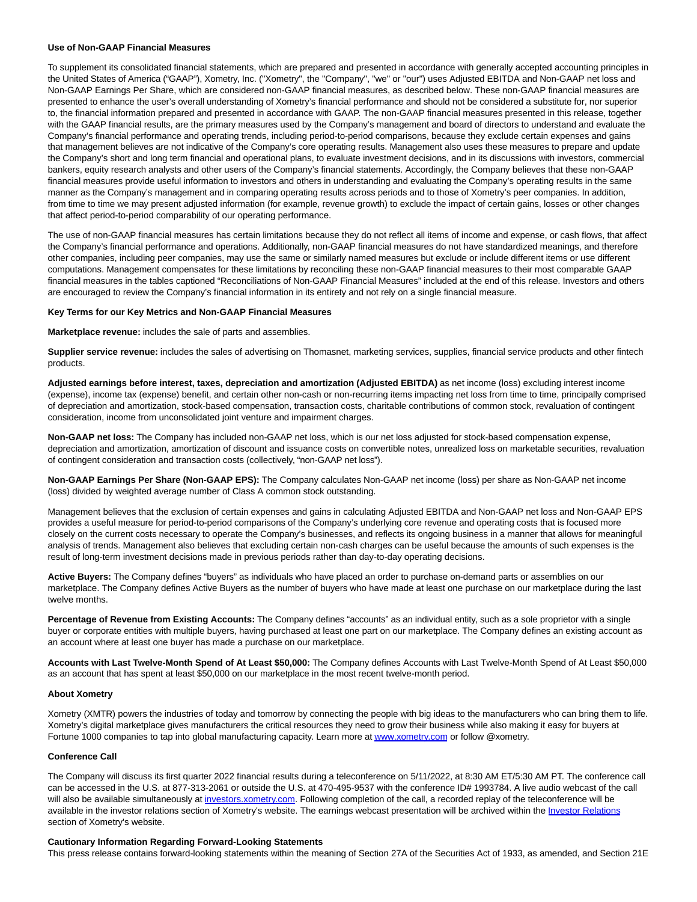**Use of Non-GAAP Financial Measures**

To supplement its consolidated financial statements, which are prepared and presented in accordance with generally accepted accounting principles in the United States of America ("GAAP"), Xometry, Inc. ("Xometry", the "Company", "we" or "our") uses Adjusted EBITDA and Non-GAAP net loss and Non-GAAP Earnings Per Share, which are considered non-GAAP financial measures, as described below. These non-GAAP financial measures are presented to enhance the user's overall understanding of Xometry's financial performance and should not be considered a substitute for, nor superior to, the financial information prepared and presented in accordance with GAAP. The non-GAAP financial measures presented in this release, together with the GAAP financial results, are the primary measures used by the Company's management and board of directors to understand and evaluate the Company's financial performance and operating trends, including period-to-period comparisons, because they exclude certain expenses and gains that management believes are not indicative of the Company's core operating results. Management also uses these measures to prepare and update the Company's short and long term financial and operational plans, to evaluate investment decisions, and in its discussions with investors, commercial bankers, equity research analysts and other users of the Company's financial statements. Accordingly, the Company believes that these non-GAAP financial measures provide useful information to investors and others in understanding and evaluating the Company's operating results in the same manner as the Company's management and in comparing operating results across periods and to those of Xometry's peer companies. In addition, from time to time we may present adjusted information (for example, revenue growth) to exclude the impact of certain gains, losses or other changes that affect period-to-period comparability of our operating performance.

The use of non-GAAP financial measures has certain limitations because they do not reflect all items of income and expense, or cash flows, that affect the Company's financial performance and operations. Additionally, non-GAAP financial measures do not have standardized meanings, and therefore other companies, including peer companies, may use the same or similarly named measures but exclude or include different items or use different computations. Management compensates for these limitations by reconciling these non-GAAP financial measures to their most comparable GAAP financial measures in the tables captioned "Reconciliations of Non-GAAP Financial Measures" included at the end of this release. Investors and others are encouraged to review the Company's financial information in its entirety and not rely on a single financial measure.

**Key Terms for our Key Metrics and Non-GAAP Financial Measures**

**Marketplace revenue:** includes the sale of parts and assemblies.

**Supplier service revenue:** includes the sales of advertising on Thomasnet, marketing services, supplies, financial service products and other fintech products.

**Adjusted earnings before interest, taxes, depreciation and amortization (Adjusted EBITDA)** as net income (loss) excluding interest income (expense), income tax (expense) benefit, and certain other non-cash or non-recurring items impacting net loss from time to time, principally comprised of depreciation and amortization, stock-based compensation, transaction costs, charitable contributions of common stock, revaluation of contingent consideration, income from unconsolidated joint venture and impairment charges.

**Non-GAAP net loss:** The Company has included non-GAAP net loss, which is our net loss adjusted for stock-based compensation expense, depreciation and amortization, amortization of discount and issuance costs on convertible notes, unrealized loss on marketable securities, revaluation of contingent consideration and transaction costs (collectively, "non-GAAP net loss").

**Non-GAAP Earnings Per Share (Non-GAAP EPS):** The Company calculates Non-GAAP net income (loss) per share as Non-GAAP net income (loss) divided by weighted average number of Class A common stock outstanding.

Management believes that the exclusion of certain expenses and gains in calculating Adjusted EBITDA and Non-GAAP net loss and Non-GAAP EPS provides a useful measure for period-to-period comparisons of the Company's underlying core revenue and operating costs that is focused more closely on the current costs necessary to operate the Company's businesses, and reflects its ongoing business in a manner that allows for meaningful analysis of trends. Management also believes that excluding certain non-cash charges can be useful because the amounts of such expenses is the result of long-term investment decisions made in previous periods rather than day-to-day operating decisions.

**Active Buyers:** The Company defines "buyers" as individuals who have placed an order to purchase on-demand parts or assemblies on our marketplace. The Company defines Active Buyers as the number of buyers who have made at least one purchase on our marketplace during the last twelve months.

**Percentage of Revenue from Existing Accounts:** The Company defines "accounts" as an individual entity, such as a sole proprietor with a single buyer or corporate entities with multiple buyers, having purchased at least one part on our marketplace. The Company defines an existing account as an account where at least one buyer has made a purchase on our marketplace.

**Accounts with Last Twelve-Month Spend of At Least $50,000:** The Company defines Accounts with Last Twelve-Month Spend of At Least $50,000 as an account that has spent at least $50,000 on our marketplace in the most recent twelve-month period.

**About Xometry**

Xometry (XMTR) powers the industries of today and tomorrow by connecting the people with big ideas to the manufacturers who can bring them to life. Xometry's digital marketplace gives manufacturers the critical resources they need to grow their business while also making it easy for buyers at Fortune 1000 companies to tap into global manufacturing capacity. Learn more at www.xometry.com or follow @xometry.

**Conference Call**

The Company will discuss its first quarter 2022 financial results during a teleconference on 5/11/2022, at 8:30 AM ET/5:30 AM PT. The conference call can be accessed in the U.S. at 877-313-2061 or outside the U.S. at 470-495-9537 with the conference ID# 1993784. A live audio webcast of the call will also be available simultaneously at investors.xometry.com. Following completion of the call, a recorded replay of the teleconference will be available in the investor relations section of Xometry's website. The earnings webcast presentation will be archived within the Investor Relations section of Xometry's website.

**Cautionary Information Regarding Forward-Looking Statements**

This press release contains forward-looking statements within the meaning of Section 27A of the Securities Act of 1933, as amended, and Section 21E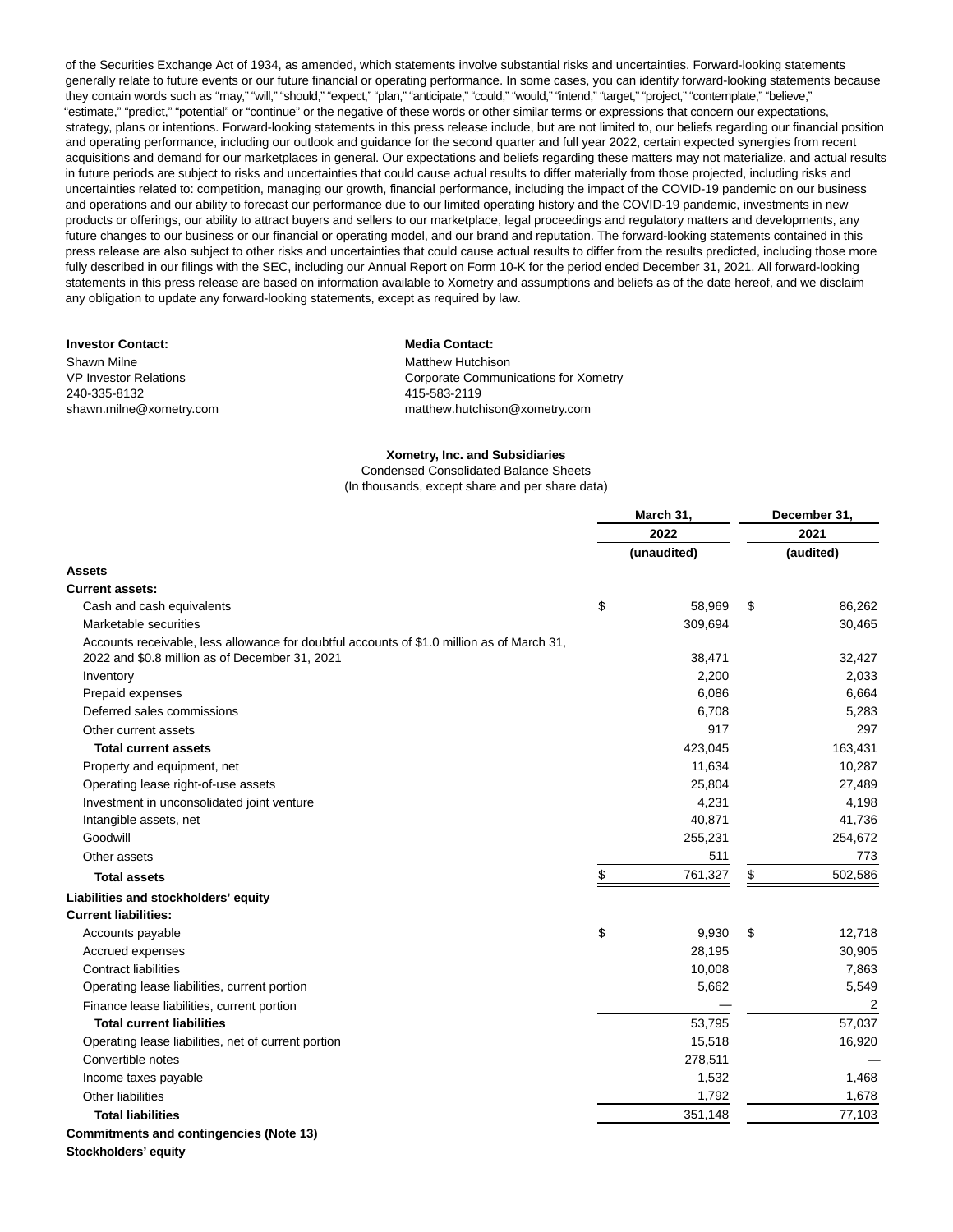of the Securities Exchange Act of 1934, as amended, which statements involve substantial risks and uncertainties. Forward-looking statements generally relate to future events or our future financial or operating performance. In some cases, you can identify forward-looking statements because they contain words such as "may," "will," "should," "expect," "plan," "anticipate," "could," "would," "intend," "target," "project," "contemplate," "believe," "estimate," "predict," "potential" or "continue" or the negative of these words or other similar terms or expressions that concern our expectations, strategy, plans or intentions. Forward-looking statements in this press release include, but are not limited to, our beliefs regarding our financial position and operating performance, including our outlook and guidance for the second quarter and full year 2022, certain expected synergies from recent acquisitions and demand for our marketplaces in general. Our expectations and beliefs regarding these matters may not materialize, and actual results in future periods are subject to risks and uncertainties that could cause actual results to differ materially from those projected, including risks and uncertainties related to: competition, managing our growth, financial performance, including the impact of the COVID-19 pandemic on our business and operations and our ability to forecast our performance due to our limited operating history and the COVID-19 pandemic, investments in new products or offerings, our ability to attract buyers and sellers to our marketplace, legal proceedings and regulatory matters and developments, any future changes to our business or our financial or operating model, and our brand and reputation. The forward-looking statements contained in this press release are also subject to other risks and uncertainties that could cause actual results to differ from the results predicted, including those more fully described in our filings with the SEC, including our Annual Report on Form 10-K for the period ended December 31, 2021. All forward-looking statements in this press release are based on information available to Xometry and assumptions and beliefs as of the date hereof, and we disclaim any obligation to update any forward-looking statements, except as required by law.

**Investor Contact:**
Shawn Milne
VP Investor Relations
240-335-8132
shawn.milne@xometry.com

**Media Contact:**
Matthew Hutchison
Corporate Communications for Xometry
415-583-2119
matthew.hutchison@xometry.com

**Xometry, Inc. and Subsidiaries**
Condensed Consolidated Balance Sheets
(In thousands, except share and per share data)

| | March 31, 2022 (unaudited) | December 31, 2021 (audited) |
|---|---|---|
| **Assets** | | |
| **Current assets:** | | |
| Cash and cash equivalents | $ 58,969 | $ 86,262 |
| Marketable securities | 309,694 | 30,465 |
| Accounts receivable, less allowance for doubtful accounts of $1.0 million as of March 31, 2022 and $0.8 million as of December 31, 2021 | 38,471 | 32,427 |
| Inventory | 2,200 | 2,033 |
| Prepaid expenses | 6,086 | 6,664 |
| Deferred sales commissions | 6,708 | 5,283 |
| Other current assets | 917 | 297 |
| **Total current assets** | 423,045 | 163,431 |
| Property and equipment, net | 11,634 | 10,287 |
| Operating lease right-of-use assets | 25,804 | 27,489 |
| Investment in unconsolidated joint venture | 4,231 | 4,198 |
| Intangible assets, net | 40,871 | 41,736 |
| Goodwill | 255,231 | 254,672 |
| Other assets | 511 | 773 |
| **Total assets** | $ 761,327 | $ 502,586 |
| **Liabilities and stockholders' equity** | | |
| **Current liabilities:** | | |
| Accounts payable | $ 9,930 | $ 12,718 |
| Accrued expenses | 28,195 | 30,905 |
| Contract liabilities | 10,008 | 7,863 |
| Operating lease liabilities, current portion | 5,662 | 5,549 |
| Finance lease liabilities, current portion | — | 2 |
| **Total current liabilities** | 53,795 | 57,037 |
| Operating lease liabilities, net of current portion | 15,518 | 16,920 |
| Convertible notes | 278,511 | — |
| Income taxes payable | 1,532 | 1,468 |
| Other liabilities | 1,792 | 1,678 |
| **Total liabilities** | 351,148 | 77,103 |
| **Commitments and contingencies (Note 13)** | | |
| **Stockholders' equity** | | |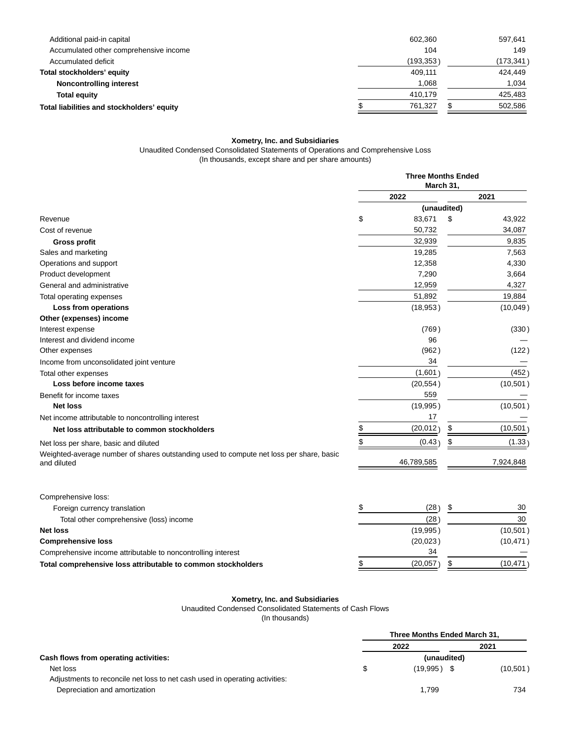| | | |
|---|---|---|
| Additional paid-in capital | 602,360 | 597,641 |
| Accumulated other comprehensive income | 104 | 149 |
| Accumulated deficit | (193,353) | (173,341) |
| **Total stockholders' equity** | 409,111 | 424,449 |
| **Noncontrolling interest** | 1,068 | 1,034 |
| **Total equity** | 410,179 | 425,483 |
| **Total liabilities and stockholders' equity** | $ 761,327 | $ 502,586 |

**Xometry, Inc. and Subsidiaries**
Unaudited Condensed Consolidated Statements of Operations and Comprehensive Loss
(In thousands, except share and per share amounts)

| | Three Months Ended March 31, | |
|---|---|---|
| | 2022 | 2021 |
| | (unaudited) | |
| Revenue | $ 83,671 | $ 43,922 |
| Cost of revenue | 50,732 | 34,087 |
| **Gross profit** | 32,939 | 9,835 |
| Sales and marketing | 19,285 | 7,563 |
| Operations and support | 12,358 | 4,330 |
| Product development | 7,290 | 3,664 |
| General and administrative | 12,959 | 4,327 |
| Total operating expenses | 51,892 | 19,884 |
| **Loss from operations** | (18,953) | (10,049) |
| **Other (expenses) income** | | |
| Interest expense | (769) | (330) |
| Interest and dividend income | 96 | — |
| Other expenses | (962) | (122) |
| Income from unconsolidated joint venture | 34 | — |
| Total other expenses | (1,601) | (452) |
| **Loss before income taxes** | (20,554) | (10,501) |
| Benefit for income taxes | 559 | — |
| **Net loss** | (19,995) | (10,501) |
| Net income attributable to noncontrolling interest | 17 | — |
| **Net loss attributable to common stockholders** | $ (20,012) | $ (10,501) |
| Net loss per share, basic and diluted | $ (0.43) | $ (1.33) |
| Weighted-average number of shares outstanding used to compute net loss per share, basic and diluted | 46,789,585 | 7,924,848 |
| | | |
| Comprehensive loss: | | |
| Foreign currency translation | $ (28) | $ 30 |
| Total other comprehensive (loss) income | (28) | 30 |
| **Net loss** | (19,995) | (10,501) |
| **Comprehensive loss** | (20,023) | (10,471) |
| Comprehensive income attributable to noncontrolling interest | 34 | — |
| **Total comprehensive loss attributable to common stockholders** | $ (20,057) | $ (10,471) |

**Xometry, Inc. and Subsidiaries**
Unaudited Condensed Consolidated Statements of Cash Flows
(In thousands)

| | Three Months Ended March 31, | |
|---|---|---|
| | 2022 | 2021 |
| **Cash flows from operating activities:** | (unaudited) | |
| Net loss | $ (19,995) | $ (10,501) |
| Adjustments to reconcile net loss to net cash used in operating activities: | | |
| Depreciation and amortization | 1,799 | 734 |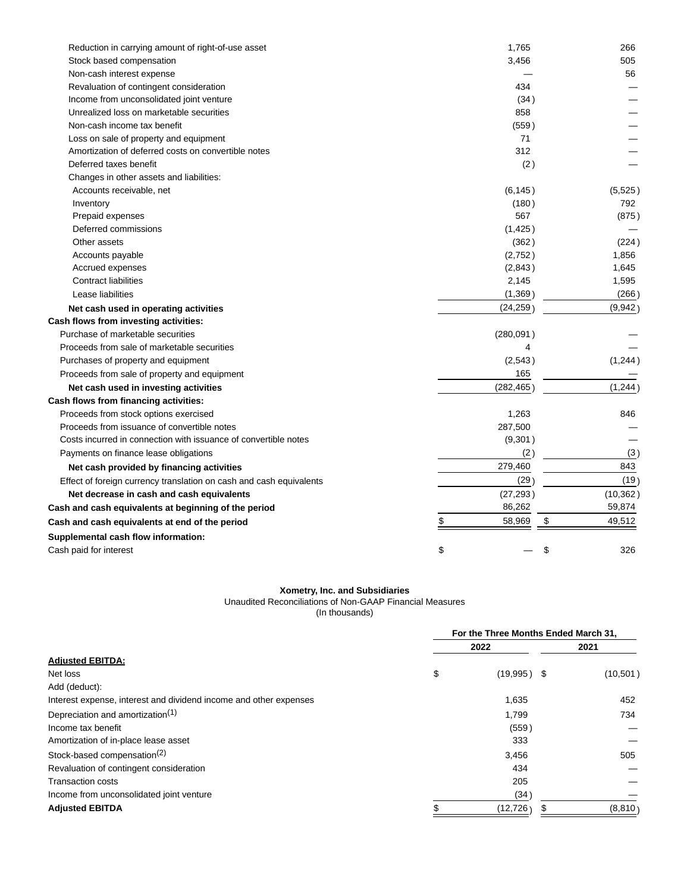| | | |
|---|---|---|
| Reduction in carrying amount of right-of-use asset | 1,765 | 266 |
| Stock based compensation | 3,456 | 505 |
| Non-cash interest expense | — | 56 |
| Revaluation of contingent consideration | 434 | — |
| Income from unconsolidated joint venture | (34) | — |
| Unrealized loss on marketable securities | 858 | — |
| Non-cash income tax benefit | (559) | — |
| Loss on sale of property and equipment | 71 | — |
| Amortization of deferred costs on convertible notes | 312 | — |
| Deferred taxes benefit | (2) | — |
| Changes in other assets and liabilities: | | |
| Accounts receivable, net | (6,145) | (5,525) |
| Inventory | (180) | 792 |
| Prepaid expenses | 567 | (875) |
| Deferred commissions | (1,425) | — |
| Other assets | (362) | (224) |
| Accounts payable | (2,752) | 1,856 |
| Accrued expenses | (2,843) | 1,645 |
| Contract liabilities | 2,145 | 1,595 |
| Lease liabilities | (1,369) | (266) |
| **Net cash used in operating activities** | (24,259) | (9,942) |
| **Cash flows from investing activities:** | | |
| Purchase of marketable securities | (280,091) | — |
| Proceeds from sale of marketable securities | 4 | — |
| Purchases of property and equipment | (2,543) | (1,244) |
| Proceeds from sale of property and equipment | 165 | — |
| **Net cash used in investing activities** | (282,465) | (1,244) |
| **Cash flows from financing activities:** | | |
| Proceeds from stock options exercised | 1,263 | 846 |
| Proceeds from issuance of convertible notes | 287,500 | — |
| Costs incurred in connection with issuance of convertible notes | (9,301) | — |
| Payments on finance lease obligations | (2) | (3) |
| **Net cash provided by financing activities** | 279,460 | 843 |
| Effect of foreign currency translation on cash and cash equivalents | (29) | (19) |
| **Net decrease in cash and cash equivalents** | (27,293) | (10,362) |
| **Cash and cash equivalents at beginning of the period** | 86,262 | 59,874 |
| **Cash and cash equivalents at end of the period** | $ 58,969 | $ 49,512 |
| **Supplemental cash flow information:** | | |
| Cash paid for interest | $ — | $ 326 |

**Xometry, Inc. and Subsidiaries**

Unaudited Reconciliations of Non-GAAP Financial Measures

(In thousands)

| | For the Three Months Ended March 31, | |
|---|---|---|
| | 2022 | 2021 |
| **Adjusted EBITDA:** | | |
| Net loss | $ (19,995) | $ (10,501) |
| Add (deduct): | | |
| Interest expense, interest and dividend income and other expenses | 1,635 | 452 |
| Depreciation and amortization(1) | 1,799 | 734 |
| Income tax benefit | (559) | — |
| Amortization of in-place lease asset | 333 | — |
| Stock-based compensation(2) | 3,456 | 505 |
| Revaluation of contingent consideration | 434 | — |
| Transaction costs | 205 | — |
| Income from unconsolidated joint venture | (34) | — |
| **Adjusted EBITDA** | $ (12,726) | $ (8,810) |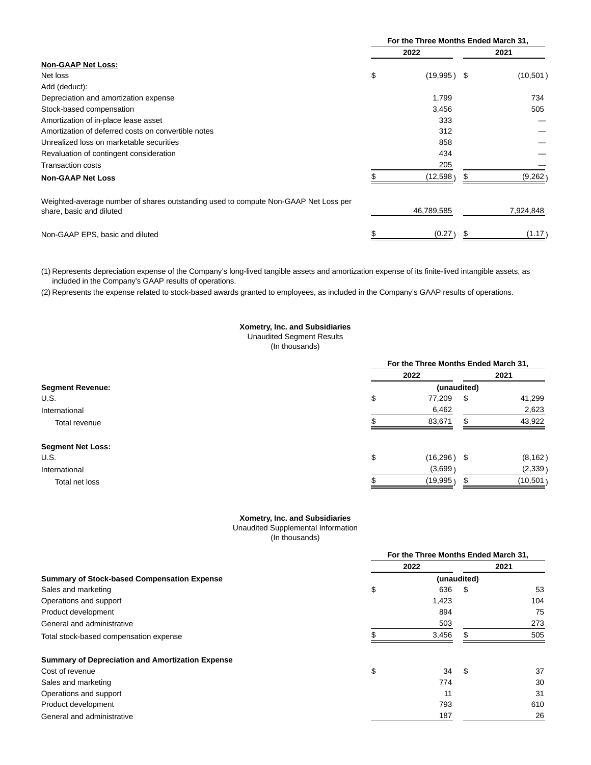| | For the Three Months Ended March 31, | |
|---|---|---|
| | 2022 | 2021 |
| **Non-GAAP Net Loss:** | | |
| Net loss | $ (19,995) | $ (10,501) |
| Add (deduct): | | |
| Depreciation and amortization expense | 1,799 | 734 |
| Stock-based compensation | 3,456 | 505 |
| Amortization of in-place lease asset | 333 | — |
| Amortization of deferred costs on convertible notes | 312 | — |
| Unrealized loss on marketable securities | 858 | — |
| Revaluation of contingent consideration | 434 | — |
| Transaction costs | 205 | — |
| **Non-GAAP Net Loss** | $ (12,598) | $ (9,262) |
| Weighted-average number of shares outstanding used to compute Non-GAAP Net Loss per share, basic and diluted | 46,789,585 | 7,924,848 |
| Non-GAAP EPS, basic and diluted | $ (0.27) | $ (1.17) |

(1) Represents depreciation expense of the Company's long-lived tangible assets and amortization expense of its finite-lived intangible assets, as included in the Company's GAAP results of operations.

(2) Represents the expense related to stock-based awards granted to employees, as included in the Company's GAAP results of operations.

**Xometry, Inc. and Subsidiaries**
Unaudited Segment Results
(In thousands)

| | For the Three Months Ended March 31, | |
|---|---|---|
| | 2022 | 2021 |
| | (unaudited) | |
| **Segment Revenue:** | | |
| U.S. | $ 77,209 | $ 41,299 |
| International | 6,462 | 2,623 |
| Total revenue | $ 83,671 | $ 43,922 |
| **Segment Net Loss:** | | |
| U.S. | $ (16,296) | $ (8,162) |
| International | (3,699) | (2,339) |
| Total net loss | $ (19,995) | $ (10,501) |

**Xometry, Inc. and Subsidiaries**
Unaudited Supplemental Information
(In thousands)

| | For the Three Months Ended March 31, | |
|---|---|---|
| | 2022 | 2021 |
| | (unaudited) | |
| **Summary of Stock-based Compensation Expense** | | |
| Sales and marketing | $ 636 | $ 53 |
| Operations and support | 1,423 | 104 |
| Product development | 894 | 75 |
| General and administrative | 503 | 273 |
| Total stock-based compensation expense | $ 3,456 | $ 505 |
| **Summary of Depreciation and Amortization Expense** | | |
| Cost of revenue | $ 34 | $ 37 |
| Sales and marketing | 774 | 30 |
| Operations and support | 11 | 31 |
| Product development | 793 | 610 |
| General and administrative | 187 | 26 |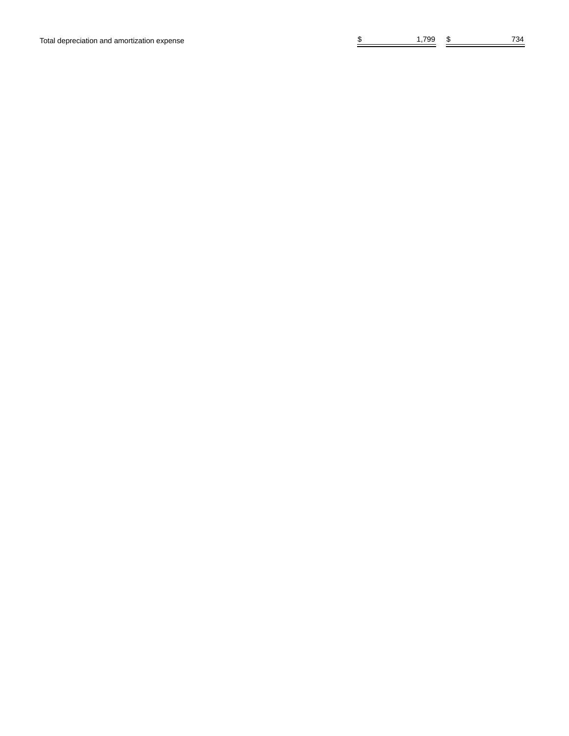| | | |
|---|---|---|
| Total depreciation and amortization expense | $ 1,799 | $ 734 |